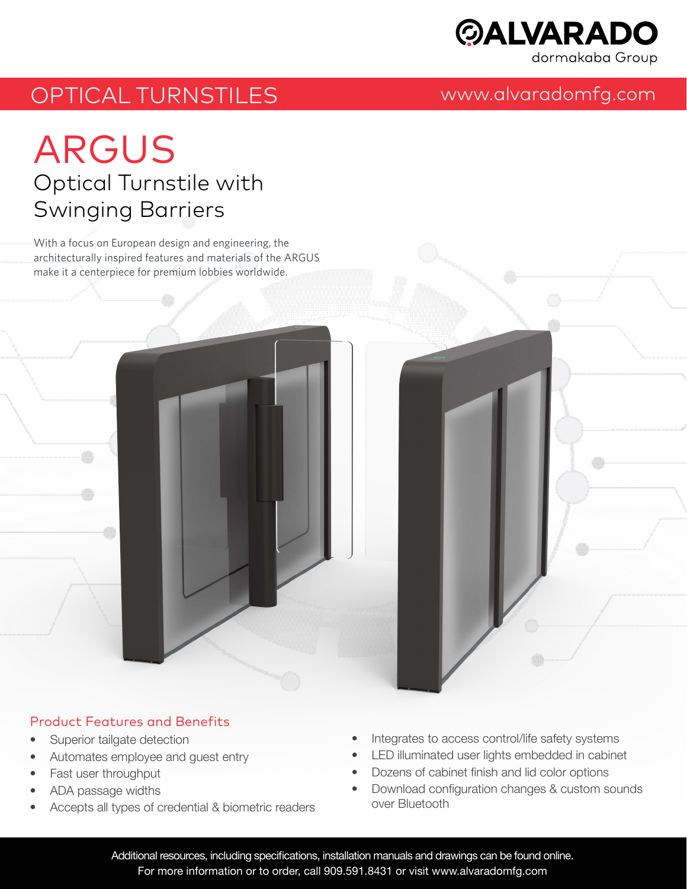ALVARADO
dormakaba Group

OPTICAL TURNSTILES

www.alvaradomfg.com

# ARGUS

## Optical Turnstile with Swinging Barriers

With a focus on European design and engineering, the architecturally inspired features and materials of the ARGUS make it a centerpiece for premium lobbies worldwide.

### Product Features and Benefits

- Superior tailgate detection
- Automates employee and guest entry
- Fast user throughput
- ADA passage widths
- Accepts all types of credential & biometric readers
- Integrates to access control/life safety systems
- LED illuminated user lights embedded in cabinet
- Dozens of cabinet finish and lid color options
- Download configuration changes & custom sounds over Bluetooth

Additional resources, including specifications, installation manuals and drawings can be found online.
For more information or to order, call 909.591.8431 or visit www.alvaradomfg.com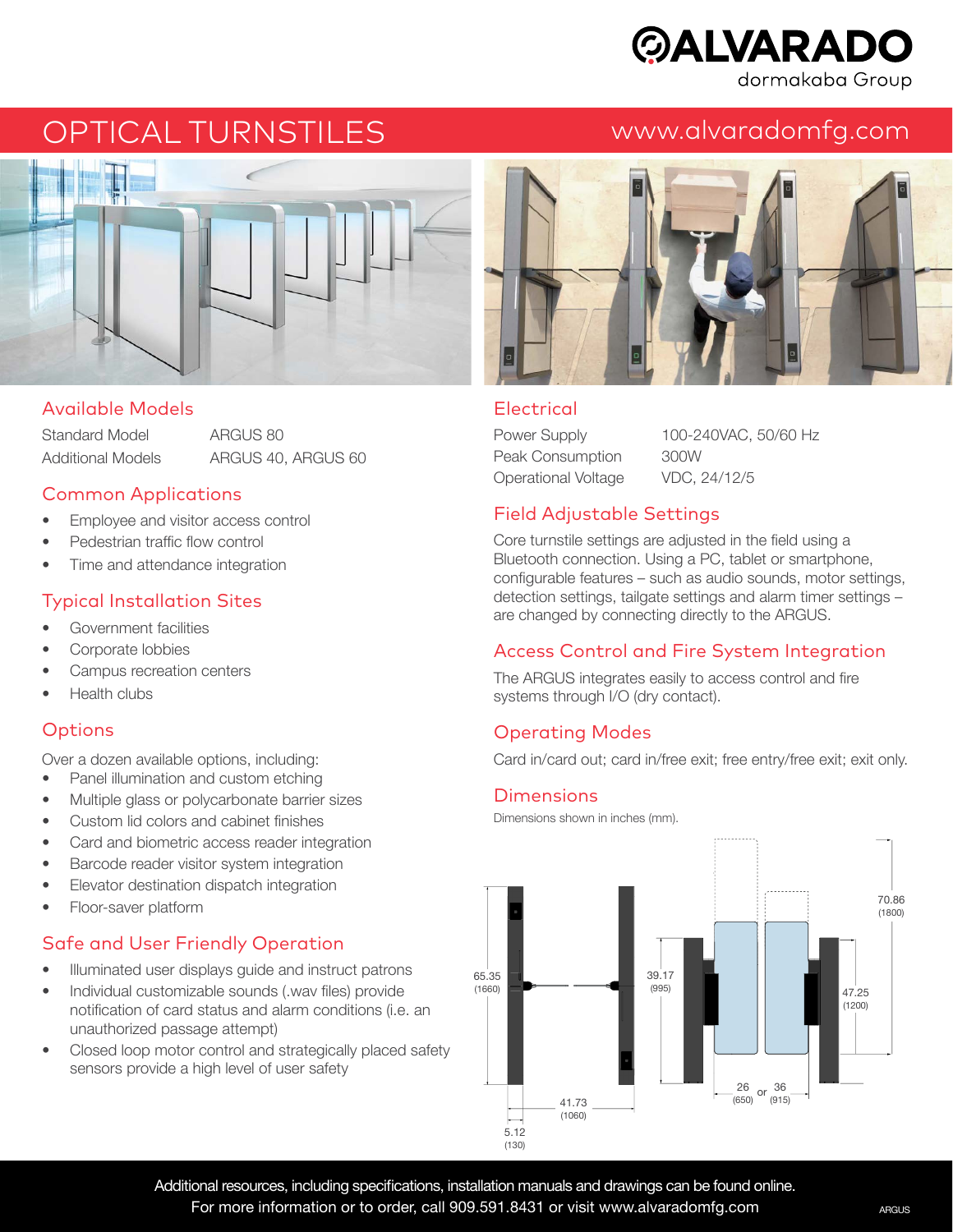ALVARADO
dormakaba Group

# OPTICAL TURNSTILES

www.alvaradomfg.com

## Available Models

| | |
|---|---|
| Standard Model | ARGUS 80 |
| Additional Models | ARGUS 40, ARGUS 60 |

## Common Applications

- Employee and visitor access control
- Pedestrian traffic flow control
- Time and attendance integration

## Typical Installation Sites

- Government facilities
- Corporate lobbies
- Campus recreation centers
- Health clubs

## Options

Over a dozen available options, including:

- Panel illumination and custom etching
- Multiple glass or polycarbonate barrier sizes
- Custom lid colors and cabinet finishes
- Card and biometric access reader integration
- Barcode reader visitor system integration
- Elevator destination dispatch integration
- Floor-saver platform

## Safe and User Friendly Operation

- Illuminated user displays guide and instruct patrons
- Individual customizable sounds (.wav files) provide notification of card status and alarm conditions (i.e. an unauthorized passage attempt)
- Closed loop motor control and strategically placed safety sensors provide a high level of user safety

## Electrical

| | |
|---|---|
| Power Supply | 100-240VAC, 50/60 Hz |
| Peak Consumption | 300W |
| Operational Voltage | VDC, 24/12/5 |

## Field Adjustable Settings

Core turnstile settings are adjusted in the field using a Bluetooth connection. Using a PC, tablet or smartphone, configurable features – such as audio sounds, motor settings, detection settings, tailgate settings and alarm timer settings – are changed by connecting directly to the ARGUS.

## Access Control and Fire System Integration

The ARGUS integrates easily to access control and fire systems through I/O (dry contact).

## Operating Modes

Card in/card out; card in/free exit; free entry/free exit; exit only.

## Dimensions

Dimensions shown in inches (mm).

65.35 (1660)
41.73 (1060)
5.12 (130)
39.17 (995)
70.86 (1800)
47.25 (1200)
26 (650) or 36 (915)

Additional resources, including specifications, installation manuals and drawings can be found online.
For more information or to order, call 909.591.8431 or visit www.alvaradomfg.com

ARGUS